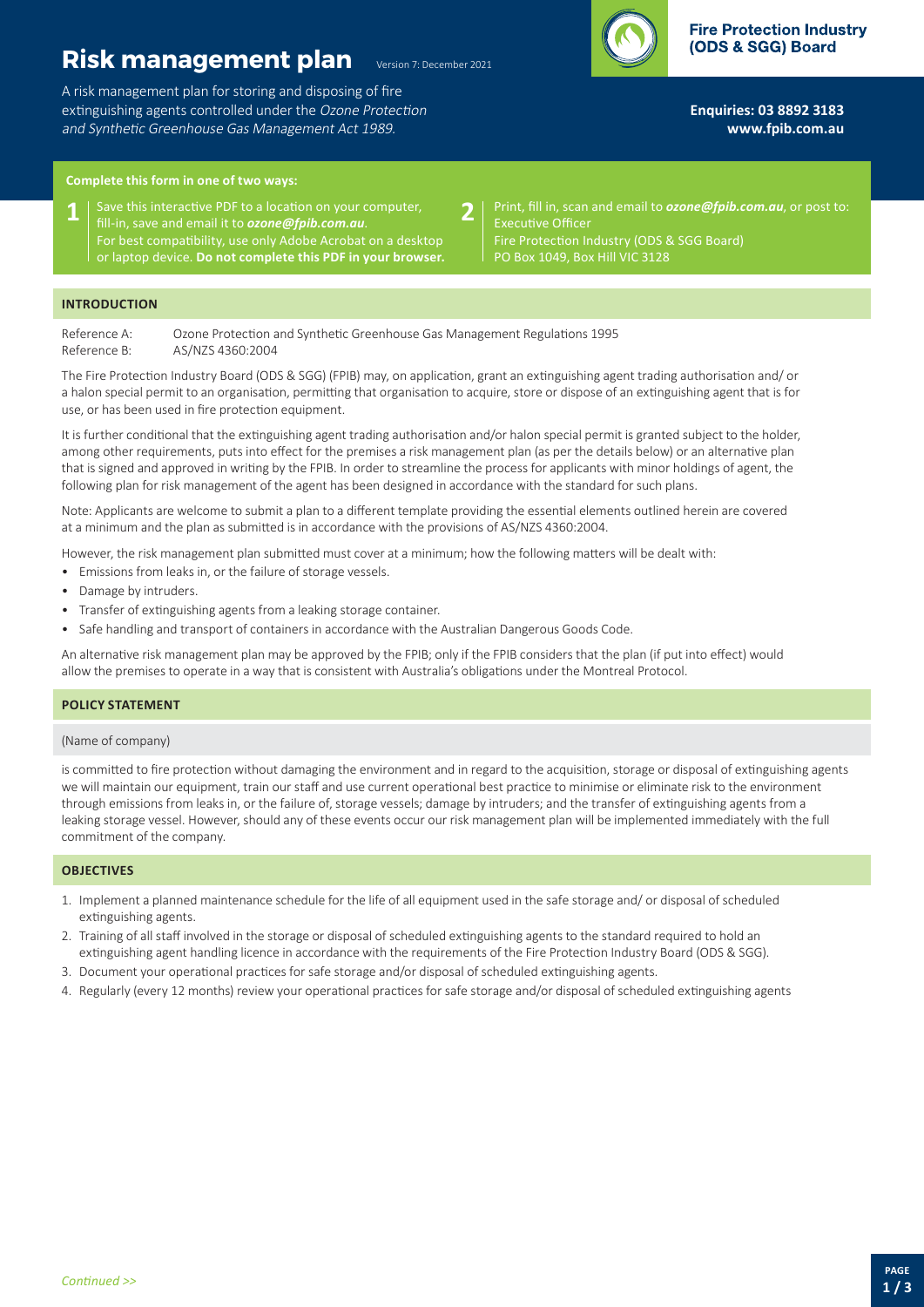# Risk management plan

Version 7: December 2021

A risk management plan for storing and disposing of fire extinguishing agents controlled under the *Ozone Protection and Synthetic Greenhouse Gas Management Act 1989.*

**Fire Protection Industry (ODS & SGG) Board**

**Enquiries: 03 8892 3183**
**www.fpib.com.au**

**Complete this form in one of two ways:**

1. Save this interactive PDF to a location on your computer, fill-in, save and email it to ***ozone@fpib.com.au***. For best compatibility, use only Adobe Acrobat on a desktop or laptop device. **Do not complete this PDF in your browser.**
2. Print, fill in, scan and email to ***ozone@fpib.com.au***, or post to: Executive Officer, Fire Protection Industry (ODS & SGG Board), PO Box 1049, Box Hill VIC 3128

## INTRODUCTION

Reference A: Ozone Protection and Synthetic Greenhouse Gas Management Regulations 1995
Reference B: AS/NZS 4360:2004

The Fire Protection Industry Board (ODS & SGG) (FPIB) may, on application, grant an extinguishing agent trading authorisation and/ or a halon special permit to an organisation, permitting that organisation to acquire, store or dispose of an extinguishing agent that is for use, or has been used in fire protection equipment.

It is further conditional that the extinguishing agent trading authorisation and/or halon special permit is granted subject to the holder, among other requirements, puts into effect for the premises a risk management plan (as per the details below) or an alternative plan that is signed and approved in writing by the FPIB. In order to streamline the process for applicants with minor holdings of agent, the following plan for risk management of the agent has been designed in accordance with the standard for such plans.

Note: Applicants are welcome to submit a plan to a different template providing the essential elements outlined herein are covered at a minimum and the plan as submitted is in accordance with the provisions of AS/NZS 4360:2004.

However, the risk management plan submitted must cover at a minimum; how the following matters will be dealt with:

- Emissions from leaks in, or the failure of storage vessels.
- Damage by intruders.
- Transfer of extinguishing agents from a leaking storage container.
- Safe handling and transport of containers in accordance with the Australian Dangerous Goods Code.

An alternative risk management plan may be approved by the FPIB; only if the FPIB considers that the plan (if put into effect) would allow the premises to operate in a way that is consistent with Australia's obligations under the Montreal Protocol.

## POLICY STATEMENT

(Name of company)

is committed to fire protection without damaging the environment and in regard to the acquisition, storage or disposal of extinguishing agents we will maintain our equipment, train our staff and use current operational best practice to minimise or eliminate risk to the environment through emissions from leaks in, or the failure of, storage vessels; damage by intruders; and the transfer of extinguishing agents from a leaking storage vessel. However, should any of these events occur our risk management plan will be implemented immediately with the full commitment of the company.

## OBJECTIVES

1. Implement a planned maintenance schedule for the life of all equipment used in the safe storage and/ or disposal of scheduled extinguishing agents.
2. Training of all staff involved in the storage or disposal of scheduled extinguishing agents to the standard required to hold an extinguishing agent handling licence in accordance with the requirements of the Fire Protection Industry Board (ODS & SGG).
3. Document your operational practices for safe storage and/or disposal of scheduled extinguishing agents.
4. Regularly (every 12 months) review your operational practices for safe storage and/or disposal of scheduled extinguishing agents

*Continued >>*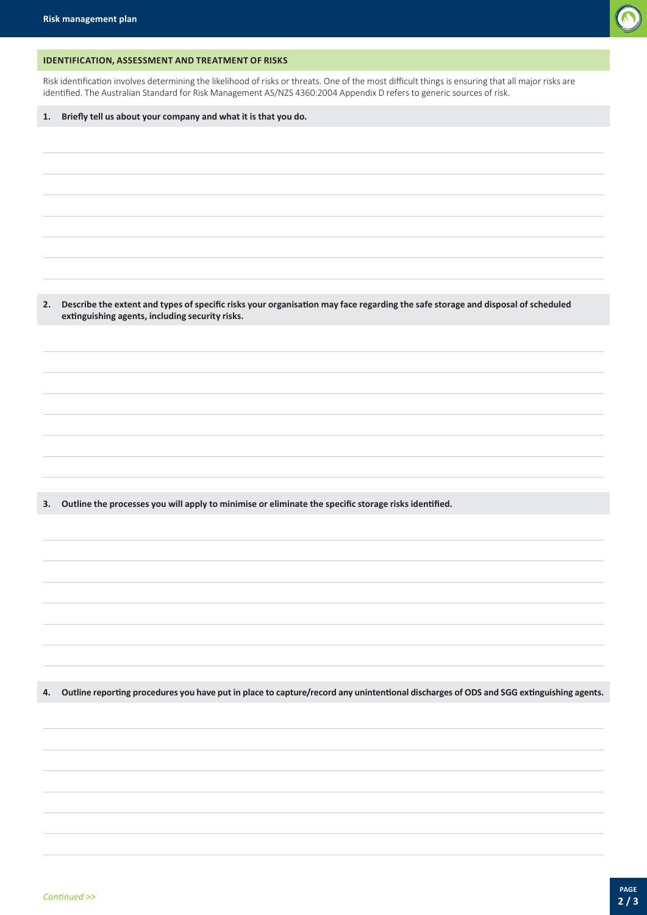## IDENTIFICATION, ASSESSMENT AND TREATMENT OF RISKS

Risk identification involves determining the likelihood of risks or threats. One of the most difficult things is ensuring that all major risks are identified. The Australian Standard for Risk Management AS/NZS 4360:2004 Appendix D refers to generic sources of risk.

**1. Briefly tell us about your company and what it is that you do.**

**2. Describe the extent and types of specific risks your organisation may face regarding the safe storage and disposal of scheduled extinguishing agents, including security risks.**

**3. Outline the processes you will apply to minimise or eliminate the specific storage risks identified.**

**4. Outline reporting procedures you have put in place to capture/record any unintentional discharges of ODS and SGG extinguishing agents.**

*Continued >>*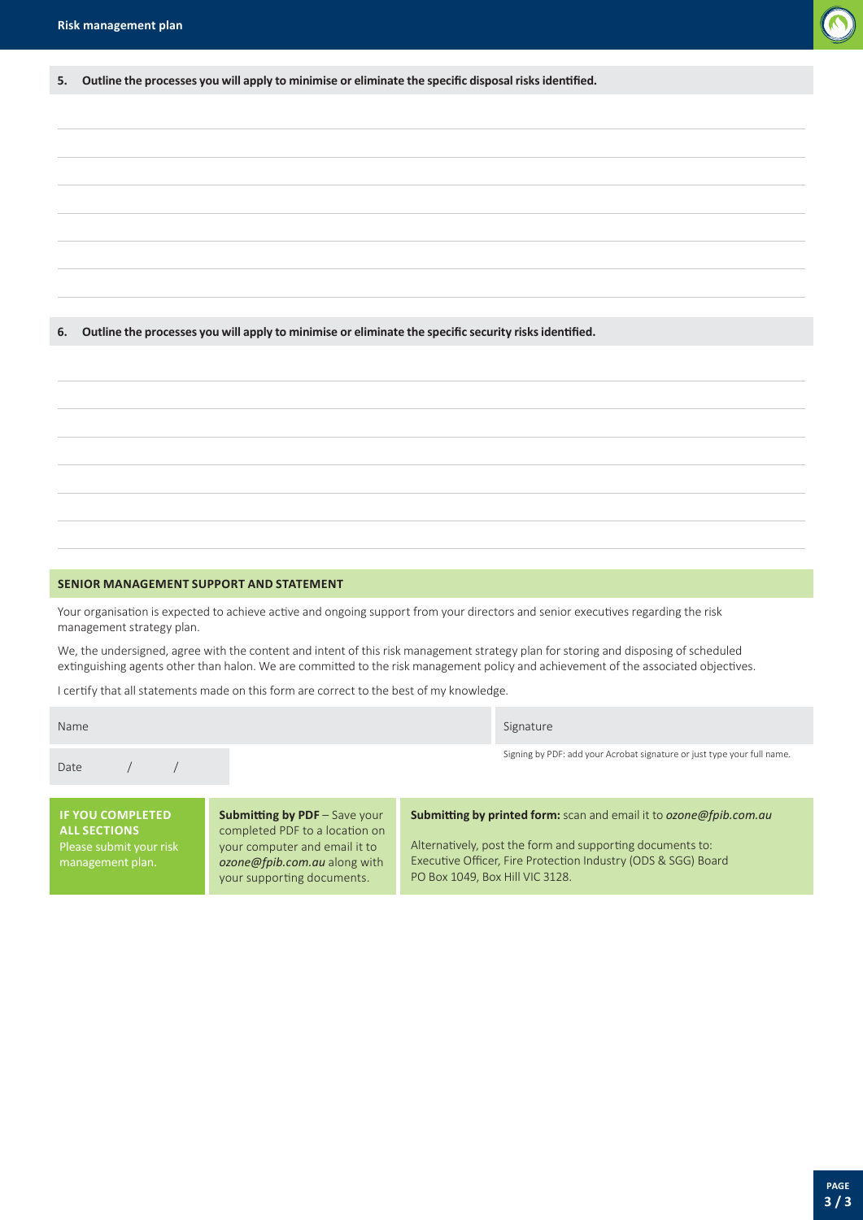**5. Outline the processes you will apply to minimise or eliminate the specific disposal risks identified.**

**6. Outline the processes you will apply to minimise or eliminate the specific security risks identified.**

## SENIOR MANAGEMENT SUPPORT AND STATEMENT

Your organisation is expected to achieve active and ongoing support from your directors and senior executives regarding the risk management strategy plan.

We, the undersigned, agree with the content and intent of this risk management strategy plan for storing and disposing of scheduled extinguishing agents other than halon. We are committed to the risk management policy and achievement of the associated objectives.

I certify that all statements made on this form are correct to the best of my knowledge.

| | |
|---|---|
| Name | Signature |
| Date / / | Signing by PDF: add your Acrobat signature or just type your full name. |

**IF YOU COMPLETED ALL SECTIONS**
Please submit your risk management plan.

**Submitting by PDF** – Save your completed PDF to a location on your computer and email it to *ozone@fpib.com.au* along with your supporting documents.

**Submitting by printed form:** scan and email it to *ozone@fpib.com.au*

Alternatively, post the form and supporting documents to:
Executive Officer, Fire Protection Industry (ODS & SGG) Board
PO Box 1049, Box Hill VIC 3128.